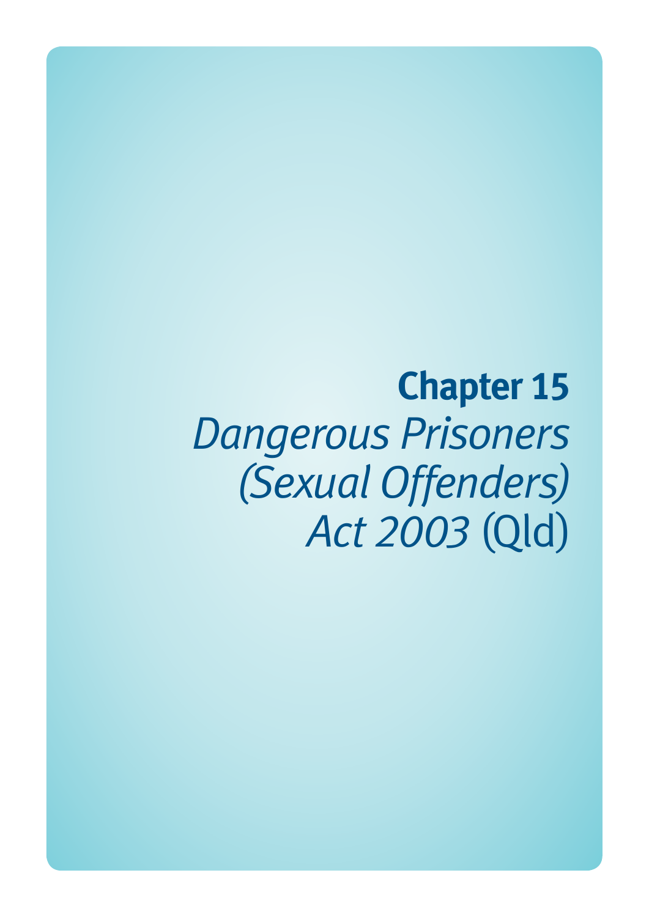# Chapter 15

*Dangerous Prisoners (Sexual Offenders) Act 2003* (Qld)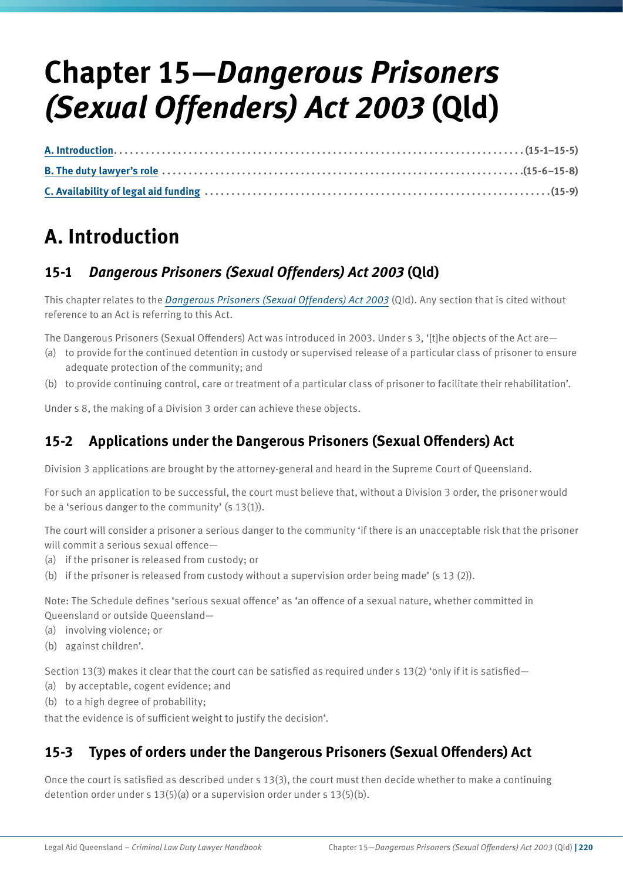# Chapter 15—*Dangerous Prisoners (Sexual Offenders) Act 2003* (Qld)

**A. Introduction** ..................................................................................... **(15-1–15-5)**

**B. The duty lawyer's role** ..................................................................... **(15-6–15-8)**

**C. Availability of legal aid funding** ........................................................ **(15-9)**

## A. Introduction

### 15-1 *Dangerous Prisoners (Sexual Offenders) Act 2003* (Qld)

This chapter relates to the *Dangerous Prisoners (Sexual Offenders) Act 2003* (Qld). Any section that is cited without reference to an Act is referring to this Act.

The Dangerous Prisoners (Sexual Offenders) Act was introduced in 2003. Under s 3, '[t]he objects of the Act are—

(a) to provide for the continued detention in custody or supervised release of a particular class of prisoner to ensure adequate protection of the community; and

(b) to provide continuing control, care or treatment of a particular class of prisoner to facilitate their rehabilitation'.

Under s 8, the making of a Division 3 order can achieve these objects.

### 15-2 Applications under the Dangerous Prisoners (Sexual Offenders) Act

Division 3 applications are brought by the attorney-general and heard in the Supreme Court of Queensland.

For such an application to be successful, the court must believe that, without a Division 3 order, the prisoner would be a 'serious danger to the community' (s 13(1)).

The court will consider a prisoner a serious danger to the community 'if there is an unacceptable risk that the prisoner will commit a serious sexual offence—

(a) if the prisoner is released from custody; or

(b) if the prisoner is released from custody without a supervision order being made' (s 13 (2)).

Note: The Schedule defines 'serious sexual offence' as 'an offence of a sexual nature, whether committed in Queensland or outside Queensland—

(a) involving violence; or

(b) against children'.

Section 13(3) makes it clear that the court can be satisfied as required under s 13(2) 'only if it is satisfied—

(a) by acceptable, cogent evidence; and

(b) to a high degree of probability;

that the evidence is of sufficient weight to justify the decision'.

### 15-3 Types of orders under the Dangerous Prisoners (Sexual Offenders) Act

Once the court is satisfied as described under s 13(3), the court must then decide whether to make a continuing detention order under s 13(5)(a) or a supervision order under s 13(5)(b).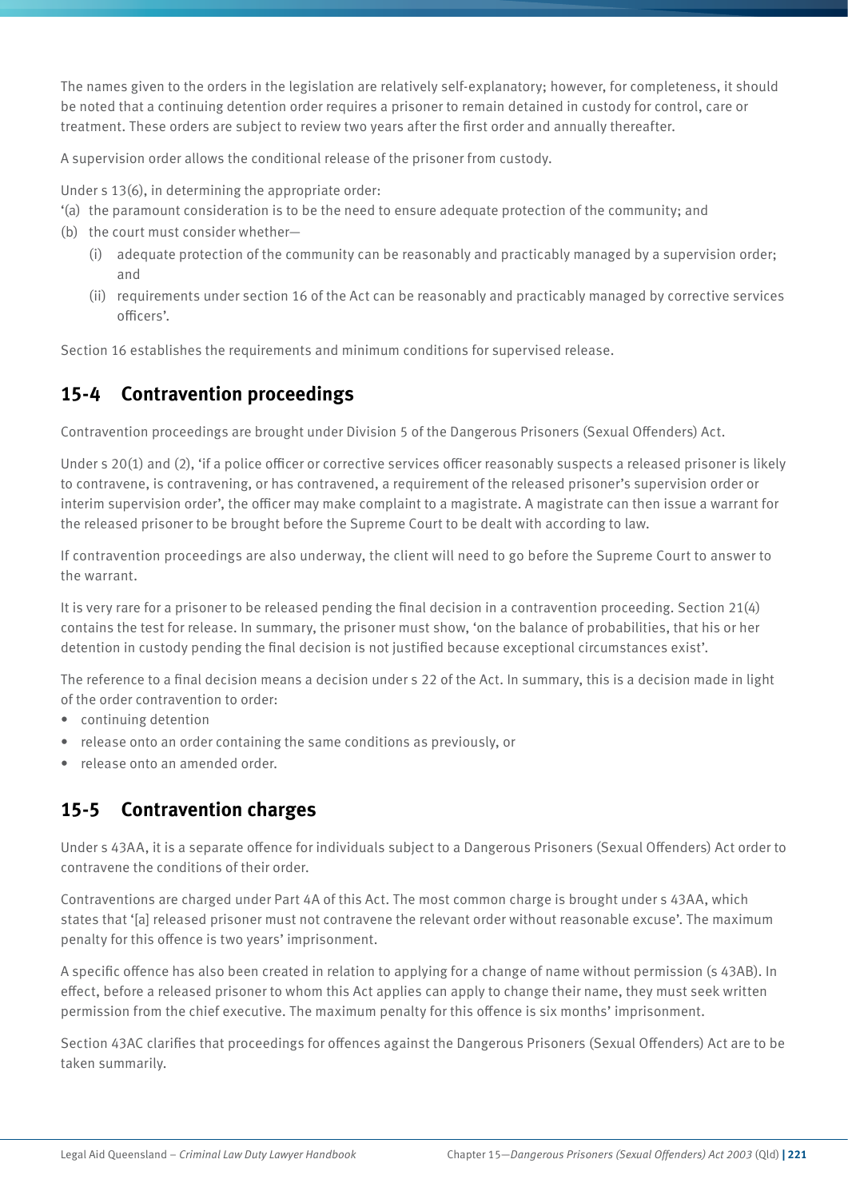The names given to the orders in the legislation are relatively self-explanatory; however, for completeness, it should be noted that a continuing detention order requires a prisoner to remain detained in custody for control, care or treatment. These orders are subject to review two years after the first order and annually thereafter.

A supervision order allows the conditional release of the prisoner from custody.

Under s 13(6), in determining the appropriate order:

'(a) the paramount consideration is to be the need to ensure adequate protection of the community; and

(b) the court must consider whether—

  (i) adequate protection of the community can be reasonably and practicably managed by a supervision order; and

  (ii) requirements under section 16 of the Act can be reasonably and practicably managed by corrective services officers'.

Section 16 establishes the requirements and minimum conditions for supervised release.

## 15-4 Contravention proceedings

Contravention proceedings are brought under Division 5 of the Dangerous Prisoners (Sexual Offenders) Act.

Under s 20(1) and (2), 'if a police officer or corrective services officer reasonably suspects a released prisoner is likely to contravene, is contravening, or has contravened, a requirement of the released prisoner's supervision order or interim supervision order', the officer may make complaint to a magistrate. A magistrate can then issue a warrant for the released prisoner to be brought before the Supreme Court to be dealt with according to law.

If contravention proceedings are also underway, the client will need to go before the Supreme Court to answer to the warrant.

It is very rare for a prisoner to be released pending the final decision in a contravention proceeding. Section 21(4) contains the test for release. In summary, the prisoner must show, 'on the balance of probabilities, that his or her detention in custody pending the final decision is not justified because exceptional circumstances exist'.

The reference to a final decision means a decision under s 22 of the Act. In summary, this is a decision made in light of the order contravention to order:

- continuing detention
- release onto an order containing the same conditions as previously, or
- release onto an amended order.

## 15-5 Contravention charges

Under s 43AA, it is a separate offence for individuals subject to a Dangerous Prisoners (Sexual Offenders) Act order to contravene the conditions of their order.

Contraventions are charged under Part 4A of this Act. The most common charge is brought under s 43AA, which states that '[a] released prisoner must not contravene the relevant order without reasonable excuse'. The maximum penalty for this offence is two years' imprisonment.

A specific offence has also been created in relation to applying for a change of name without permission (s 43AB). In effect, before a released prisoner to whom this Act applies can apply to change their name, they must seek written permission from the chief executive. The maximum penalty for this offence is six months' imprisonment.

Section 43AC clarifies that proceedings for offences against the Dangerous Prisoners (Sexual Offenders) Act are to be taken summarily.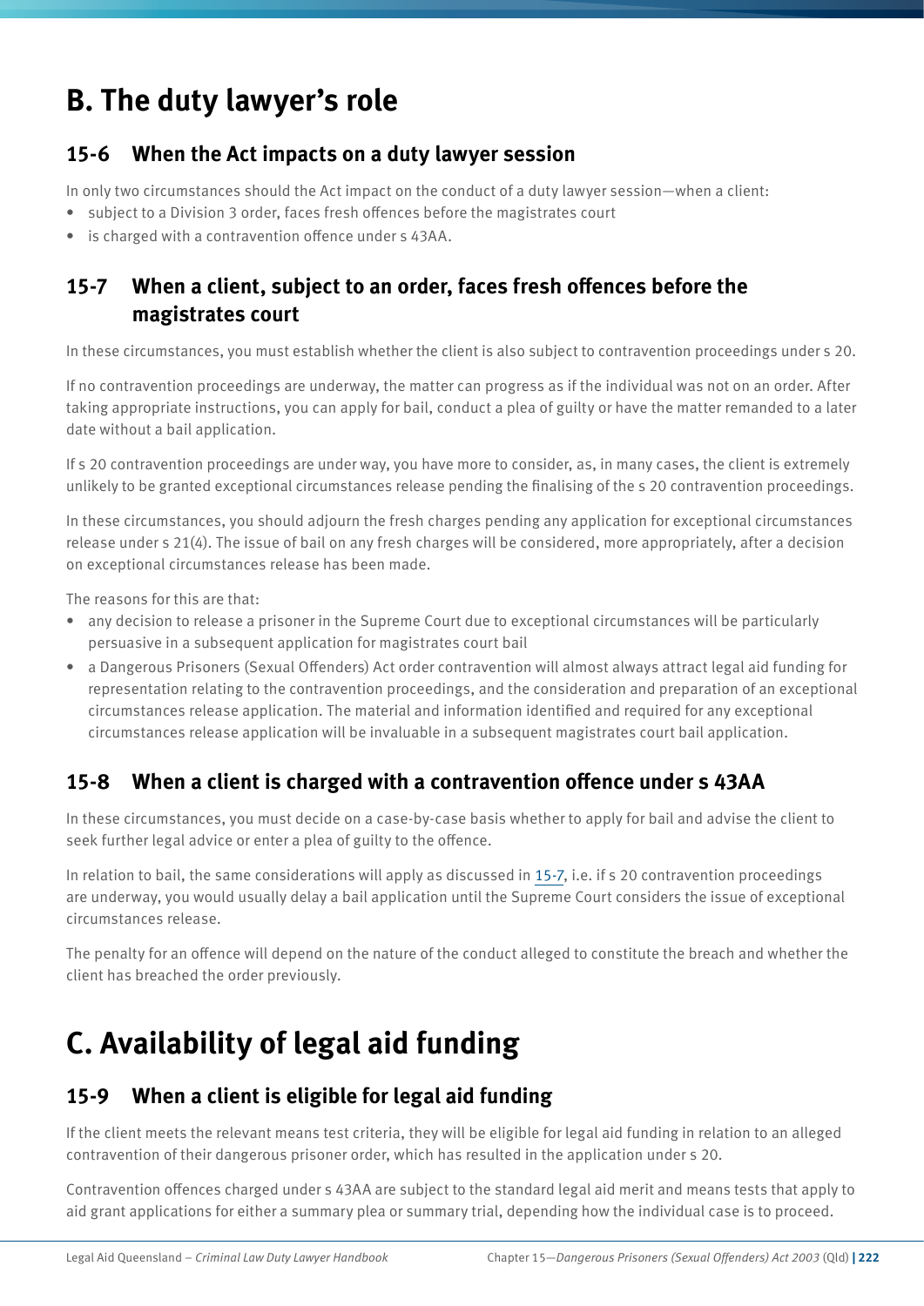# B. The duty lawyer's role

## 15-6 When the Act impacts on a duty lawyer session

In only two circumstances should the Act impact on the conduct of a duty lawyer session—when a client:

- subject to a Division 3 order, faces fresh offences before the magistrates court
- is charged with a contravention offence under s 43AA.

## 15-7 When a client, subject to an order, faces fresh offences before the magistrates court

In these circumstances, you must establish whether the client is also subject to contravention proceedings under s 20.

If no contravention proceedings are underway, the matter can progress as if the individual was not on an order. After taking appropriate instructions, you can apply for bail, conduct a plea of guilty or have the matter remanded to a later date without a bail application.

If s 20 contravention proceedings are under way, you have more to consider, as, in many cases, the client is extremely unlikely to be granted exceptional circumstances release pending the finalising of the s 20 contravention proceedings.

In these circumstances, you should adjourn the fresh charges pending any application for exceptional circumstances release under s 21(4). The issue of bail on any fresh charges will be considered, more appropriately, after a decision on exceptional circumstances release has been made.

The reasons for this are that:

- any decision to release a prisoner in the Supreme Court due to exceptional circumstances will be particularly persuasive in a subsequent application for magistrates court bail
- a Dangerous Prisoners (Sexual Offenders) Act order contravention will almost always attract legal aid funding for representation relating to the contravention proceedings, and the consideration and preparation of an exceptional circumstances release application. The material and information identified and required for any exceptional circumstances release application will be invaluable in a subsequent magistrates court bail application.

## 15-8 When a client is charged with a contravention offence under s 43AA

In these circumstances, you must decide on a case-by-case basis whether to apply for bail and advise the client to seek further legal advice or enter a plea of guilty to the offence.

In relation to bail, the same considerations will apply as discussed in 15-7, i.e. if s 20 contravention proceedings are underway, you would usually delay a bail application until the Supreme Court considers the issue of exceptional circumstances release.

The penalty for an offence will depend on the nature of the conduct alleged to constitute the breach and whether the client has breached the order previously.

# C. Availability of legal aid funding

## 15-9 When a client is eligible for legal aid funding

If the client meets the relevant means test criteria, they will be eligible for legal aid funding in relation to an alleged contravention of their dangerous prisoner order, which has resulted in the application under s 20.

Contravention offences charged under s 43AA are subject to the standard legal aid merit and means tests that apply to aid grant applications for either a summary plea or summary trial, depending how the individual case is to proceed.